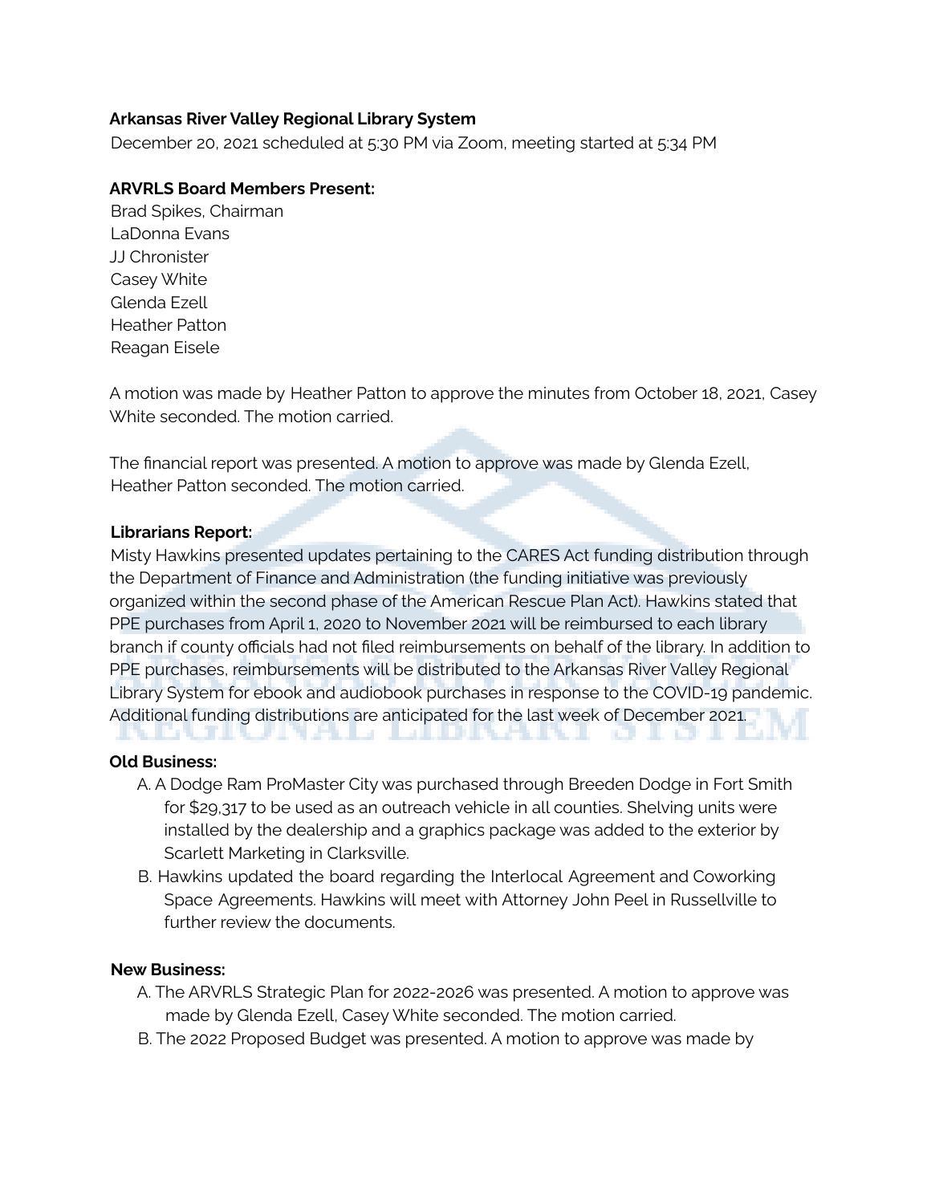**Arkansas River Valley Regional Library System**

December 20, 2021 scheduled at 5:30 PM via Zoom, meeting started at 5:34 PM

**ARVRLS Board Members Present:**

Brad Spikes, Chairman
LaDonna Evans
JJ Chronister
Casey White
Glenda Ezell
Heather Patton
Reagan Eisele

A motion was made by Heather Patton to approve the minutes from October 18, 2021, Casey White seconded. The motion carried.

The financial report was presented. A motion to approve was made by Glenda Ezell, Heather Patton seconded. The motion carried.

**Librarians Report:**

Misty Hawkins presented updates pertaining to the CARES Act funding distribution through the Department of Finance and Administration (the funding initiative was previously organized within the second phase of the American Rescue Plan Act). Hawkins stated that PPE purchases from April 1, 2020 to November 2021 will be reimbursed to each library branch if county officials had not filed reimbursements on behalf of the library. In addition to PPE purchases, reimbursements will be distributed to the Arkansas River Valley Regional Library System for ebook and audiobook purchases in response to the COVID-19 pandemic. Additional funding distributions are anticipated for the last week of December 2021.

**Old Business:**

A. A Dodge Ram ProMaster City was purchased through Breeden Dodge in Fort Smith for $29,317 to be used as an outreach vehicle in all counties. Shelving units were installed by the dealership and a graphics package was added to the exterior by Scarlett Marketing in Clarksville.
B. Hawkins updated the board regarding the Interlocal Agreement and Coworking Space Agreements. Hawkins will meet with Attorney John Peel in Russellville to further review the documents.

**New Business:**

A. The ARVRLS Strategic Plan for 2022-2026 was presented. A motion to approve was made by Glenda Ezell, Casey White seconded. The motion carried.
B. The 2022 Proposed Budget was presented. A motion to approve was made by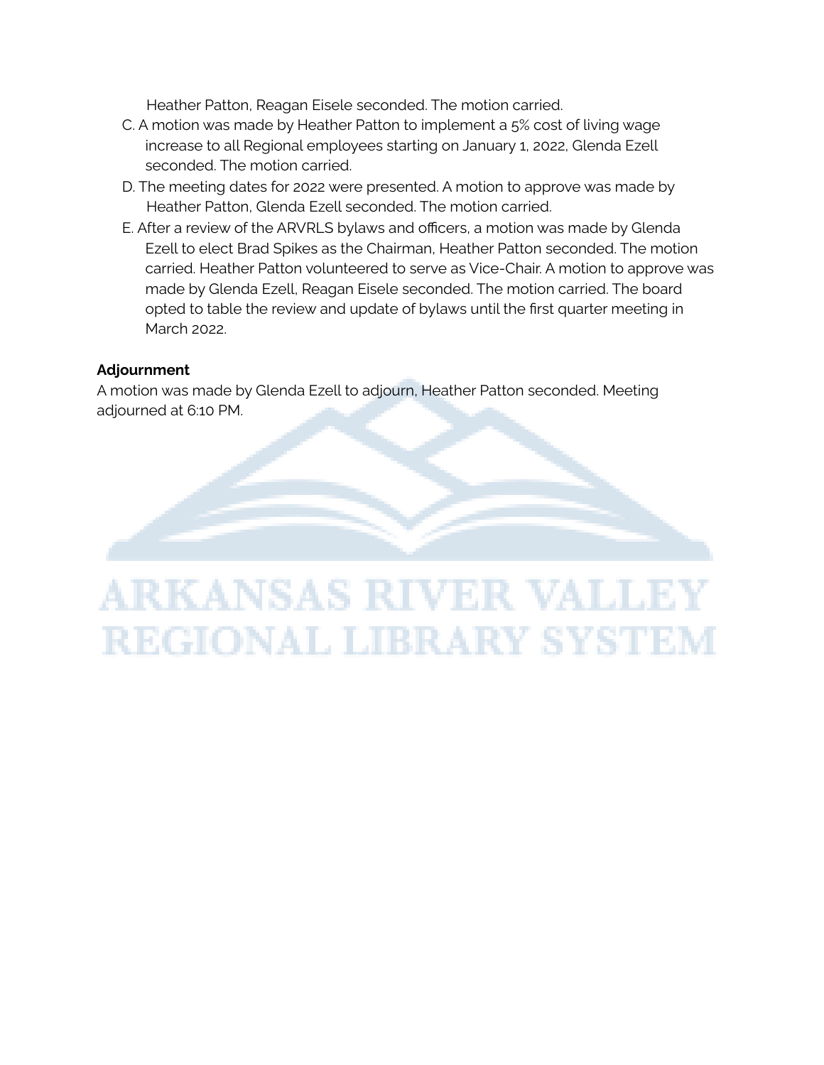Heather Patton, Reagan Eisele seconded. The motion carried.

C. A motion was made by Heather Patton to implement a 5% cost of living wage increase to all Regional employees starting on January 1, 2022, Glenda Ezell seconded. The motion carried.

D. The meeting dates for 2022 were presented. A motion to approve was made by Heather Patton, Glenda Ezell seconded. The motion carried.

E. After a review of the ARVRLS bylaws and officers, a motion was made by Glenda Ezell to elect Brad Spikes as the Chairman, Heather Patton seconded. The motion carried. Heather Patton volunteered to serve as Vice-Chair. A motion to approve was made by Glenda Ezell, Reagan Eisele seconded. The motion carried. The board opted to table the review and update of bylaws until the first quarter meeting in March 2022.

**Adjournment**

A motion was made by Glenda Ezell to adjourn, Heather Patton seconded. Meeting adjourned at 6:10 PM.